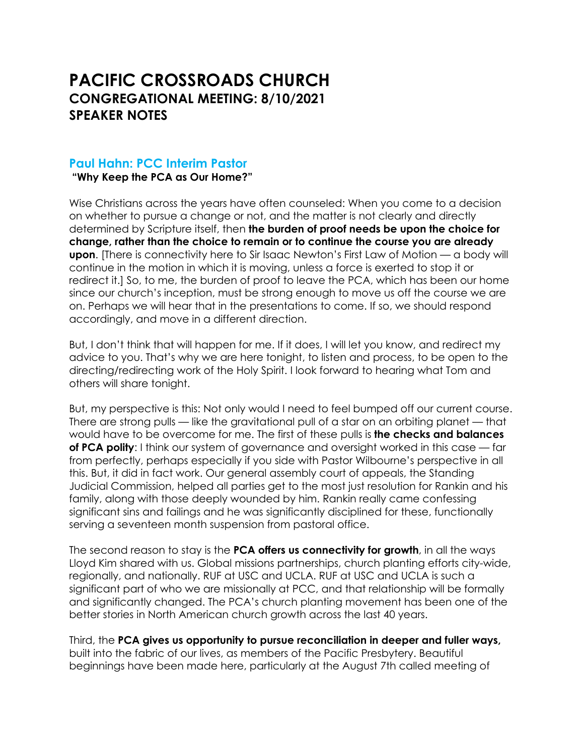# PACIFIC CROSSROADS CHURCH
## CONGREGATIONAL MEETING: 8/10/2021
## SPEAKER NOTES

### Paul Hahn: PCC Interim Pastor

**"Why Keep the PCA as Our Home?"**

Wise Christians across the years have often counseled: When you come to a decision on whether to pursue a change or not, and the matter is not clearly and directly determined by Scripture itself, then **the burden of proof needs be upon the choice for change, rather than the choice to remain or to continue the course you are already upon**. [There is connectivity here to Sir Isaac Newton's First Law of Motion — a body will continue in the motion in which it is moving, unless a force is exerted to stop it or redirect it.] So, to me, the burden of proof to leave the PCA, which has been our home since our church's inception, must be strong enough to move us off the course we are on. Perhaps we will hear that in the presentations to come. If so, we should respond accordingly, and move in a different direction.

But, I don't think that will happen for me. If it does, I will let you know, and redirect my advice to you. That's why we are here tonight, to listen and process, to be open to the directing/redirecting work of the Holy Spirit. I look forward to hearing what Tom and others will share tonight.

But, my perspective is this: Not only would I need to feel bumped off our current course. There are strong pulls — like the gravitational pull of a star on an orbiting planet — that would have to be overcome for me. The first of these pulls is **the checks and balances of PCA polity**: I think our system of governance and oversight worked in this case — far from perfectly, perhaps especially if you side with Pastor Wilbourne's perspective in all this. But, it did in fact work. Our general assembly court of appeals, the Standing Judicial Commission, helped all parties get to the most just resolution for Rankin and his family, along with those deeply wounded by him. Rankin really came confessing significant sins and failings and he was significantly disciplined for these, functionally serving a seventeen month suspension from pastoral office.

The second reason to stay is the **PCA offers us connectivity for growth**, in all the ways Lloyd Kim shared with us. Global missions partnerships, church planting efforts city-wide, regionally, and nationally. RUF at USC and UCLA. RUF at USC and UCLA is such a significant part of who we are missionally at PCC, and that relationship will be formally and significantly changed. The PCA's church planting movement has been one of the better stories in North American church growth across the last 40 years.

Third, the **PCA gives us opportunity to pursue reconciliation in deeper and fuller ways,** built into the fabric of our lives, as members of the Pacific Presbytery. Beautiful beginnings have been made here, particularly at the August 7th called meeting of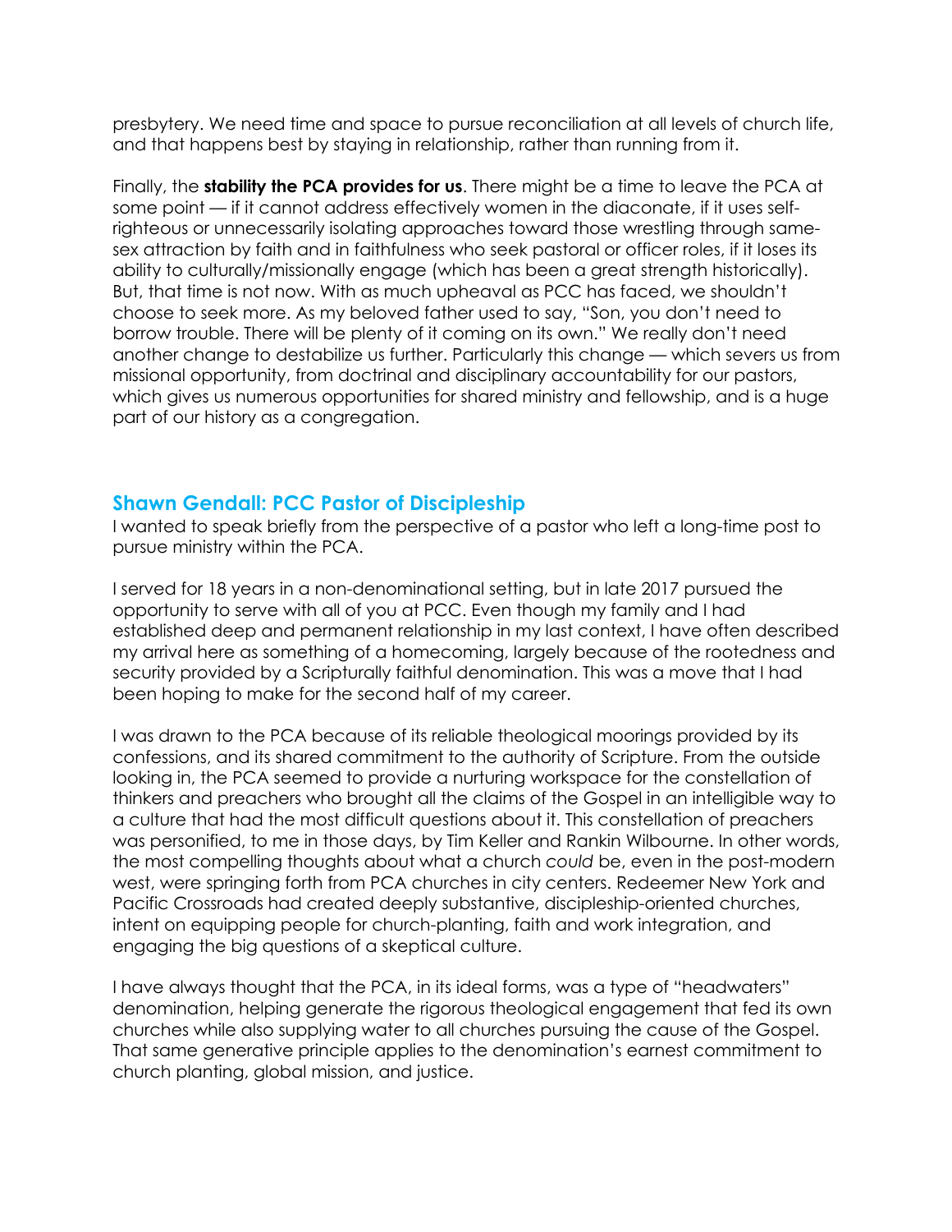presbytery. We need time and space to pursue reconciliation at all levels of church life, and that happens best by staying in relationship, rather than running from it.

Finally, the **stability the PCA provides for us**. There might be a time to leave the PCA at some point — if it cannot address effectively women in the diaconate, if it uses self-righteous or unnecessarily isolating approaches toward those wrestling through same-sex attraction by faith and in faithfulness who seek pastoral or officer roles, if it loses its ability to culturally/missionally engage (which has been a great strength historically). But, that time is not now. With as much upheaval as PCC has faced, we shouldn't choose to seek more. As my beloved father used to say, "Son, you don't need to borrow trouble. There will be plenty of it coming on its own." We really don't need another change to destabilize us further. Particularly this change — which severs us from missional opportunity, from doctrinal and disciplinary accountability for our pastors, which gives us numerous opportunities for shared ministry and fellowship, and is a huge part of our history as a congregation.

## Shawn Gendall: PCC Pastor of Discipleship

I wanted to speak briefly from the perspective of a pastor who left a long-time post to pursue ministry within the PCA.

I served for 18 years in a non-denominational setting, but in late 2017 pursued the opportunity to serve with all of you at PCC. Even though my family and I had established deep and permanent relationship in my last context, I have often described my arrival here as something of a homecoming, largely because of the rootedness and security provided by a Scripturally faithful denomination. This was a move that I had been hoping to make for the second half of my career.

I was drawn to the PCA because of its reliable theological moorings provided by its confessions, and its shared commitment to the authority of Scripture. From the outside looking in, the PCA seemed to provide a nurturing workspace for the constellation of thinkers and preachers who brought all the claims of the Gospel in an intelligible way to a culture that had the most difficult questions about it. This constellation of preachers was personified, to me in those days, by Tim Keller and Rankin Wilbourne. In other words, the most compelling thoughts about what a church *could* be, even in the post-modern west, were springing forth from PCA churches in city centers. Redeemer New York and Pacific Crossroads had created deeply substantive, discipleship-oriented churches, intent on equipping people for church-planting, faith and work integration, and engaging the big questions of a skeptical culture.

I have always thought that the PCA, in its ideal forms, was a type of "headwaters" denomination, helping generate the rigorous theological engagement that fed its own churches while also supplying water to all churches pursuing the cause of the Gospel. That same generative principle applies to the denomination's earnest commitment to church planting, global mission, and justice.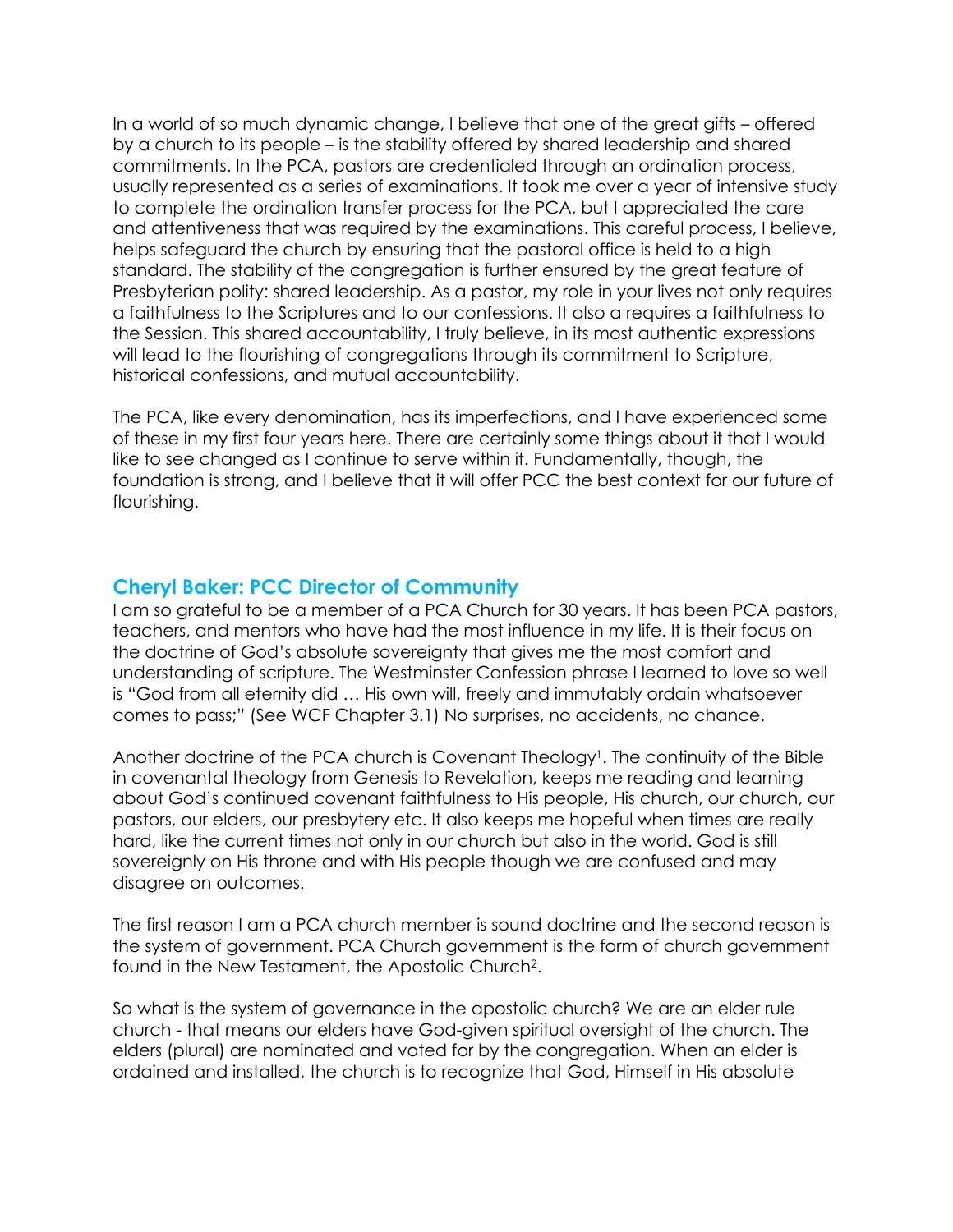In a world of so much dynamic change, I believe that one of the great gifts – offered by a church to its people – is the stability offered by shared leadership and shared commitments. In the PCA, pastors are credentialed through an ordination process, usually represented as a series of examinations. It took me over a year of intensive study to complete the ordination transfer process for the PCA, but I appreciated the care and attentiveness that was required by the examinations. This careful process, I believe, helps safeguard the church by ensuring that the pastoral office is held to a high standard. The stability of the congregation is further ensured by the great feature of Presbyterian polity: shared leadership. As a pastor, my role in your lives not only requires a faithfulness to the Scriptures and to our confessions. It also a requires a faithfulness to the Session. This shared accountability, I truly believe, in its most authentic expressions will lead to the flourishing of congregations through its commitment to Scripture, historical confessions, and mutual accountability.

The PCA, like every denomination, has its imperfections, and I have experienced some of these in my first four years here. There are certainly some things about it that I would like to see changed as I continue to serve within it. Fundamentally, though, the foundation is strong, and I believe that it will offer PCC the best context for our future of flourishing.

### Cheryl Baker: PCC Director of Community

I am so grateful to be a member of a PCA Church for 30 years. It has been PCA pastors, teachers, and mentors who have had the most influence in my life. It is their focus on the doctrine of God's absolute sovereignty that gives me the most comfort and understanding of scripture. The Westminster Confession phrase I learned to love so well is "God from all eternity did … His own will, freely and immutably ordain whatsoever comes to pass;" (See WCF Chapter 3.1) No surprises, no accidents, no chance.

Another doctrine of the PCA church is Covenant Theology[1]. The continuity of the Bible in covenantal theology from Genesis to Revelation, keeps me reading and learning about God's continued covenant faithfulness to His people, His church, our church, our pastors, our elders, our presbytery etc. It also keeps me hopeful when times are really hard, like the current times not only in our church but also in the world. God is still sovereignly on His throne and with His people though we are confused and may disagree on outcomes.

The first reason I am a PCA church member is sound doctrine and the second reason is the system of government. PCA Church government is the form of church government found in the New Testament, the Apostolic Church[2].

So what is the system of governance in the apostolic church? We are an elder rule church - that means our elders have God-given spiritual oversight of the church. The elders (plural) are nominated and voted for by the congregation. When an elder is ordained and installed, the church is to recognize that God, Himself in His absolute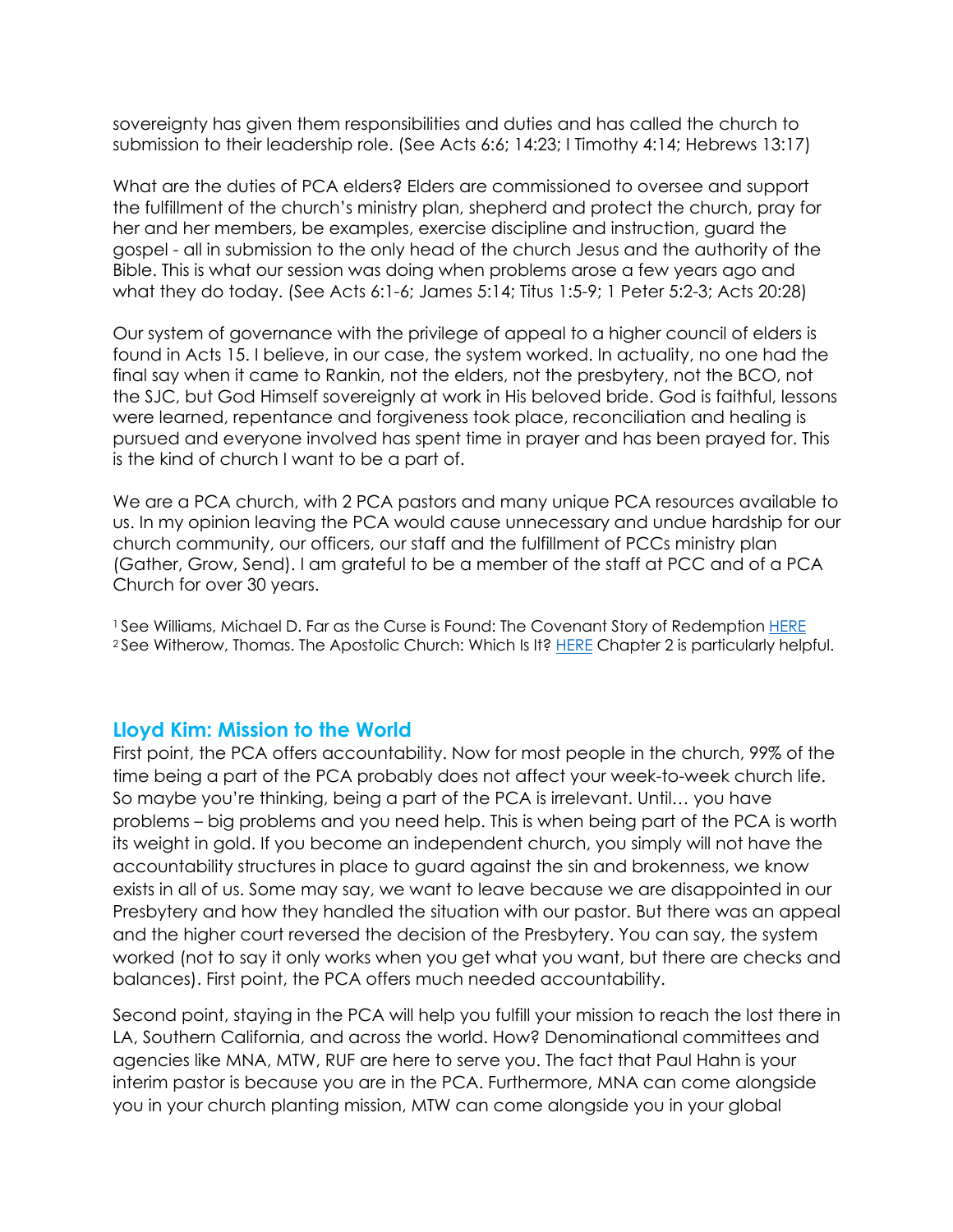sovereignty has given them responsibilities and duties and has called the church to submission to their leadership role. (See Acts 6:6; 14:23; I Timothy 4:14; Hebrews 13:17)

What are the duties of PCA elders? Elders are commissioned to oversee and support the fulfillment of the church's ministry plan, shepherd and protect the church, pray for her and her members, be examples, exercise discipline and instruction, guard the gospel - all in submission to the only head of the church Jesus and the authority of the Bible. This is what our session was doing when problems arose a few years ago and what they do today. (See Acts 6:1-6; James 5:14; Titus 1:5-9; 1 Peter 5:2-3; Acts 20:28)

Our system of governance with the privilege of appeal to a higher council of elders is found in Acts 15. I believe, in our case, the system worked. In actuality, no one had the final say when it came to Rankin, not the elders, not the presbytery, not the BCO, not the SJC, but God Himself sovereignly at work in His beloved bride. God is faithful, lessons were learned, repentance and forgiveness took place, reconciliation and healing is pursued and everyone involved has spent time in prayer and has been prayed for. This is the kind of church I want to be a part of.

We are a PCA church, with 2 PCA pastors and many unique PCA resources available to us. In my opinion leaving the PCA would cause unnecessary and undue hardship for our church community, our officers, our staff and the fulfillment of PCCs ministry plan (Gather, Grow, Send). I am grateful to be a member of the staff at PCC and of a PCA Church for over 30 years.

[1] See Williams, Michael D. Far as the Curse is Found: The Covenant Story of Redemption HERE
[2] See Witherow, Thomas. The Apostolic Church: Which Is It? HERE Chapter 2 is particularly helpful.

## Lloyd Kim: Mission to the World

First point, the PCA offers accountability. Now for most people in the church, 99% of the time being a part of the PCA probably does not affect your week-to-week church life. So maybe you're thinking, being a part of the PCA is irrelevant. Until… you have problems – big problems and you need help. This is when being part of the PCA is worth its weight in gold. If you become an independent church, you simply will not have the accountability structures in place to guard against the sin and brokenness, we know exists in all of us. Some may say, we want to leave because we are disappointed in our Presbytery and how they handled the situation with our pastor. But there was an appeal and the higher court reversed the decision of the Presbytery. You can say, the system worked (not to say it only works when you get what you want, but there are checks and balances). First point, the PCA offers much needed accountability.

Second point, staying in the PCA will help you fulfill your mission to reach the lost there in LA, Southern California, and across the world. How? Denominational committees and agencies like MNA, MTW, RUF are here to serve you. The fact that Paul Hahn is your interim pastor is because you are in the PCA. Furthermore, MNA can come alongside you in your church planting mission, MTW can come alongside you in your global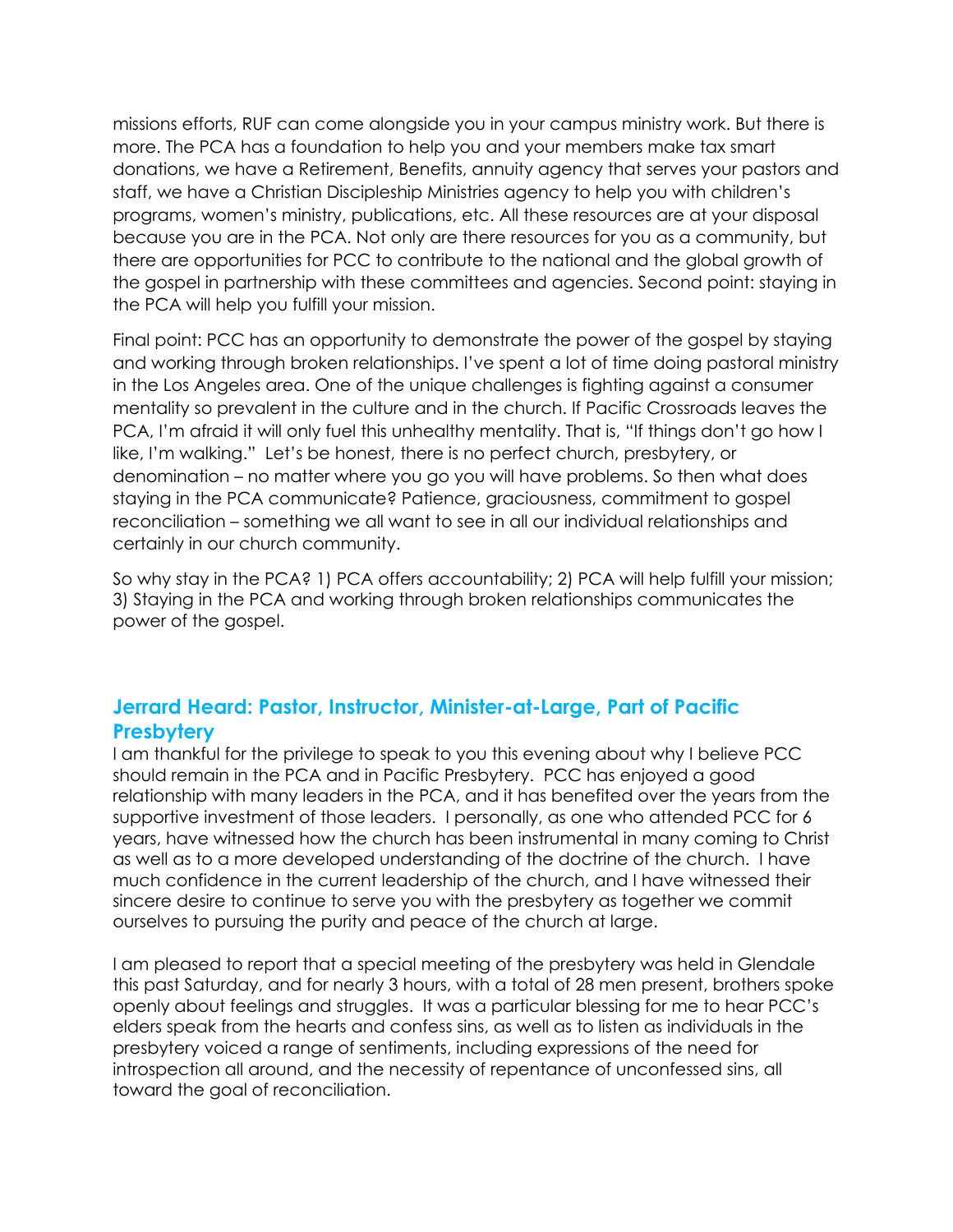missions efforts, RUF can come alongside you in your campus ministry work. But there is more. The PCA has a foundation to help you and your members make tax smart donations, we have a Retirement, Benefits, annuity agency that serves your pastors and staff, we have a Christian Discipleship Ministries agency to help you with children's programs, women's ministry, publications, etc. All these resources are at your disposal because you are in the PCA. Not only are there resources for you as a community, but there are opportunities for PCC to contribute to the national and the global growth of the gospel in partnership with these committees and agencies. Second point: staying in the PCA will help you fulfill your mission.

Final point: PCC has an opportunity to demonstrate the power of the gospel by staying and working through broken relationships. I've spent a lot of time doing pastoral ministry in the Los Angeles area. One of the unique challenges is fighting against a consumer mentality so prevalent in the culture and in the church. If Pacific Crossroads leaves the PCA, I'm afraid it will only fuel this unhealthy mentality. That is, "If things don't go how I like, I'm walking." Let's be honest, there is no perfect church, presbytery, or denomination – no matter where you go you will have problems. So then what does staying in the PCA communicate? Patience, graciousness, commitment to gospel reconciliation – something we all want to see in all our individual relationships and certainly in our church community.

So why stay in the PCA? 1) PCA offers accountability; 2) PCA will help fulfill your mission; 3) Staying in the PCA and working through broken relationships communicates the power of the gospel.

## Jerrard Heard: Pastor, Instructor, Minister-at-Large, Part of Pacific Presbytery

I am thankful for the privilege to speak to you this evening about why I believe PCC should remain in the PCA and in Pacific Presbytery. PCC has enjoyed a good relationship with many leaders in the PCA, and it has benefited over the years from the supportive investment of those leaders. I personally, as one who attended PCC for 6 years, have witnessed how the church has been instrumental in many coming to Christ as well as to a more developed understanding of the doctrine of the church. I have much confidence in the current leadership of the church, and I have witnessed their sincere desire to continue to serve you with the presbytery as together we commit ourselves to pursuing the purity and peace of the church at large.

I am pleased to report that a special meeting of the presbytery was held in Glendale this past Saturday, and for nearly 3 hours, with a total of 28 men present, brothers spoke openly about feelings and struggles. It was a particular blessing for me to hear PCC's elders speak from the hearts and confess sins, as well as to listen as individuals in the presbytery voiced a range of sentiments, including expressions of the need for introspection all around, and the necessity of repentance of unconfessed sins, all toward the goal of reconciliation.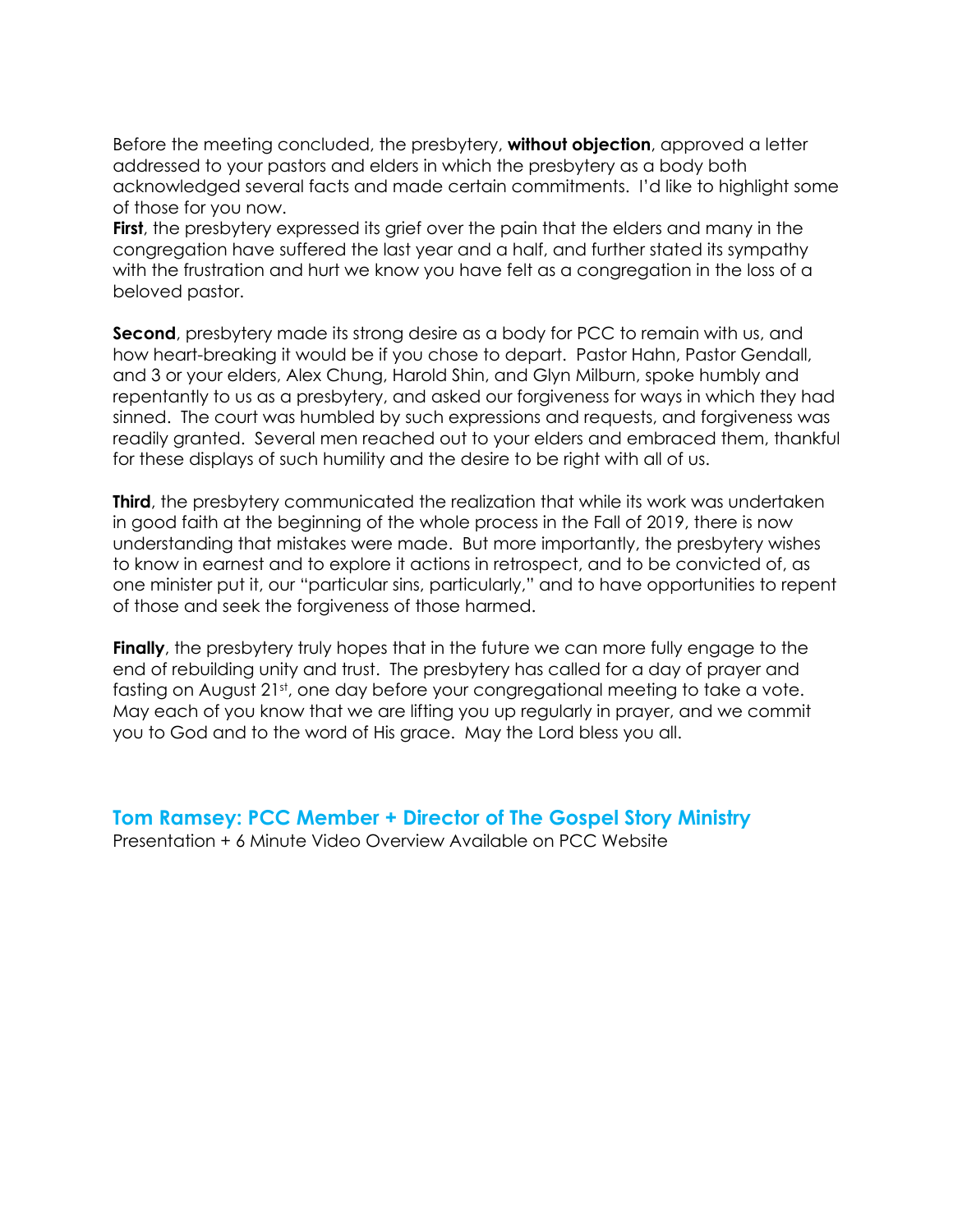Before the meeting concluded, the presbytery, **without objection**, approved a letter addressed to your pastors and elders in which the presbytery as a body both acknowledged several facts and made certain commitments. I'd like to highlight some of those for you now.

**First**, the presbytery expressed its grief over the pain that the elders and many in the congregation have suffered the last year and a half, and further stated its sympathy with the frustration and hurt we know you have felt as a congregation in the loss of a beloved pastor.

**Second**, presbytery made its strong desire as a body for PCC to remain with us, and how heart-breaking it would be if you chose to depart. Pastor Hahn, Pastor Gendall, and 3 or your elders, Alex Chung, Harold Shin, and Glyn Milburn, spoke humbly and repentantly to us as a presbytery, and asked our forgiveness for ways in which they had sinned. The court was humbled by such expressions and requests, and forgiveness was readily granted. Several men reached out to your elders and embraced them, thankful for these displays of such humility and the desire to be right with all of us.

**Third**, the presbytery communicated the realization that while its work was undertaken in good faith at the beginning of the whole process in the Fall of 2019, there is now understanding that mistakes were made. But more importantly, the presbytery wishes to know in earnest and to explore it actions in retrospect, and to be convicted of, as one minister put it, our "particular sins, particularly," and to have opportunities to repent of those and seek the forgiveness of those harmed.

**Finally**, the presbytery truly hopes that in the future we can more fully engage to the end of rebuilding unity and trust. The presbytery has called for a day of prayer and fasting on August 21st, one day before your congregational meeting to take a vote. May each of you know that we are lifting you up regularly in prayer, and we commit you to God and to the word of His grace. May the Lord bless you all.

## Tom Ramsey: PCC Member + Director of The Gospel Story Ministry

Presentation + 6 Minute Video Overview Available on PCC Website